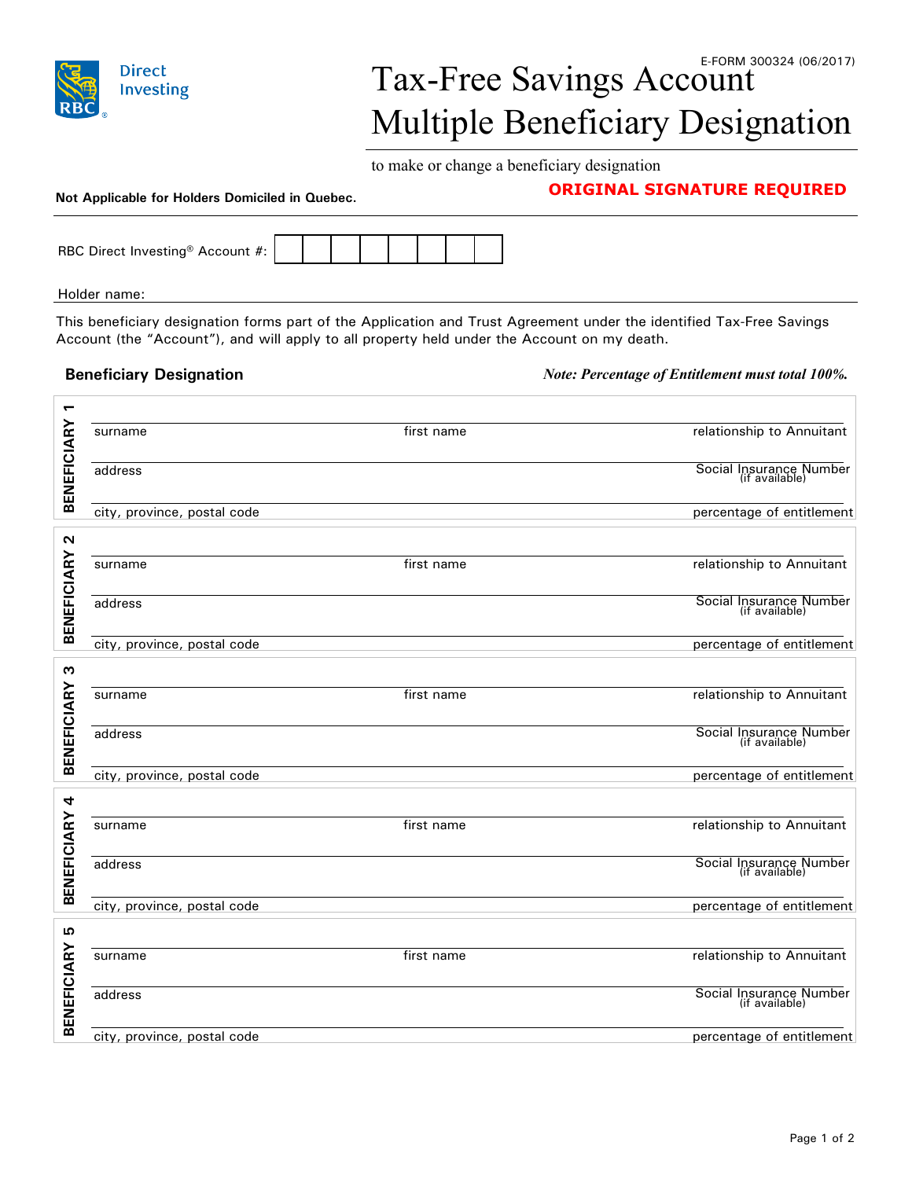RBC Direct Investing

E-FORM 300324 (06/2017)

# Tax-Free Savings Account Multiple Beneficiary Designation

to make or change a beneficiary designation

**Not Applicable for Holders Domiciled in Quebec.**

**ORIGINAL SIGNATURE REQUIRED**

RBC Direct Investing® Account #: | | | | | | | | |

Holder name:

This beneficiary designation forms part of the Application and Trust Agreement under the identified Tax-Free Savings Account (the "Account"), and will apply to all property held under the Account on my death.

## Beneficiary Designation

*Note: Percentage of Entitlement must total 100%.*

**BENEFICIARY 1**

surname | first name | relationship to Annuitant

address | Social Insurance Number (if available)

city, province, postal code | percentage of entitlement

**BENEFICIARY 2**

surname | first name | relationship to Annuitant

address | Social Insurance Number (if available)

city, province, postal code | percentage of entitlement

**BENEFICIARY 3**

surname | first name | relationship to Annuitant

address | Social Insurance Number (if available)

city, province, postal code | percentage of entitlement

**BENEFICIARY 4**

surname | first name | relationship to Annuitant

address | Social Insurance Number (if available)

city, province, postal code | percentage of entitlement

**BENEFICIARY 5**

surname | first name | relationship to Annuitant

address | Social Insurance Number (if available)

city, province, postal code | percentage of entitlement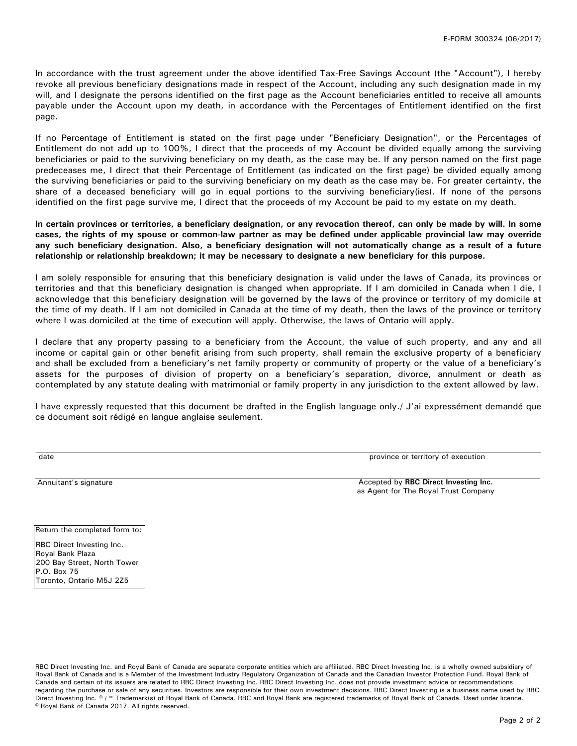In accordance with the trust agreement under the above identified Tax-Free Savings Account (the "Account"), I hereby revoke all previous beneficiary designations made in respect of the Account, including any such designation made in my will, and I designate the persons identified on the first page as the Account beneficiaries entitled to receive all amounts payable under the Account upon my death, in accordance with the Percentages of Entitlement identified on the first page.

If no Percentage of Entitlement is stated on the first page under "Beneficiary Designation", or the Percentages of Entitlement do not add up to 100%, I direct that the proceeds of my Account be divided equally among the surviving beneficiaries or paid to the surviving beneficiary on my death, as the case may be. If any person named on the first page predeceases me, I direct that their Percentage of Entitlement (as indicated on the first page) be divided equally among the surviving beneficiaries or paid to the surviving beneficiary on my death as the case may be. For greater certainty, the share of a deceased beneficiary will go in equal portions to the surviving beneficiary(ies). If none of the persons identified on the first page survive me, I direct that the proceeds of my Account be paid to my estate on my death.

**In certain provinces or territories, a beneficiary designation, or any revocation thereof, can only be made by will. In some cases, the rights of my spouse or common-law partner as may be defined under applicable provincial law may override any such beneficiary designation. Also, a beneficiary designation will not automatically change as a result of a future relationship or relationship breakdown; it may be necessary to designate a new beneficiary for this purpose.**

I am solely responsible for ensuring that this beneficiary designation is valid under the laws of Canada, its provinces or territories and that this beneficiary designation is changed when appropriate. If I am domiciled in Canada when I die, I acknowledge that this beneficiary designation will be governed by the laws of the province or territory of my domicile at the time of my death. If I am not domiciled in Canada at the time of my death, then the laws of the province or territory where I was domiciled at the time of execution will apply. Otherwise, the laws of Ontario will apply.

I declare that any property passing to a beneficiary from the Account, the value of such property, and any and all income or capital gain or other benefit arising from such property, shall remain the exclusive property of a beneficiary and shall be excluded from a beneficiary's net family property or community of property or the value of a beneficiary's assets for the purposes of division of property on a beneficiary's separation, divorce, annulment or death as contemplated by any statute dealing with matrimonial or family property in any jurisdiction to the extent allowed by law.

I have expressly requested that this document be drafted in the English language only./ J'ai expressément demandé que ce document soit rédigé en langue anglaise seulement.

date ______________________ province or territory of execution ______________________

Annuitant's signature ______________________ Accepted by **RBC Direct Investing Inc.** as Agent for The Royal Trust Company

Return the completed form to:

RBC Direct Investing Inc.
Royal Bank Plaza
200 Bay Street, North Tower
P.O. Box 75
Toronto, Ontario M5J 2Z5

RBC Direct Investing Inc. and Royal Bank of Canada are separate corporate entities which are affiliated. RBC Direct Investing Inc. is a wholly owned subsidiary of Royal Bank of Canada and is a Member of the Investment Industry Regulatory Organization of Canada and the Canadian Investor Protection Fund. Royal Bank of Canada and certain of its issuers are related to RBC Direct Investing Inc. RBC Direct Investing Inc. does not provide investment advice or recommendations regarding the purchase or sale of any securities. Investors are responsible for their own investment decisions. RBC Direct Investing is a business name used by RBC Direct Investing Inc. ® / ™ Trademark(s) of Royal Bank of Canada. RBC and Royal Bank are registered trademarks of Royal Bank of Canada. Used under licence. © Royal Bank of Canada 2017. All rights reserved.